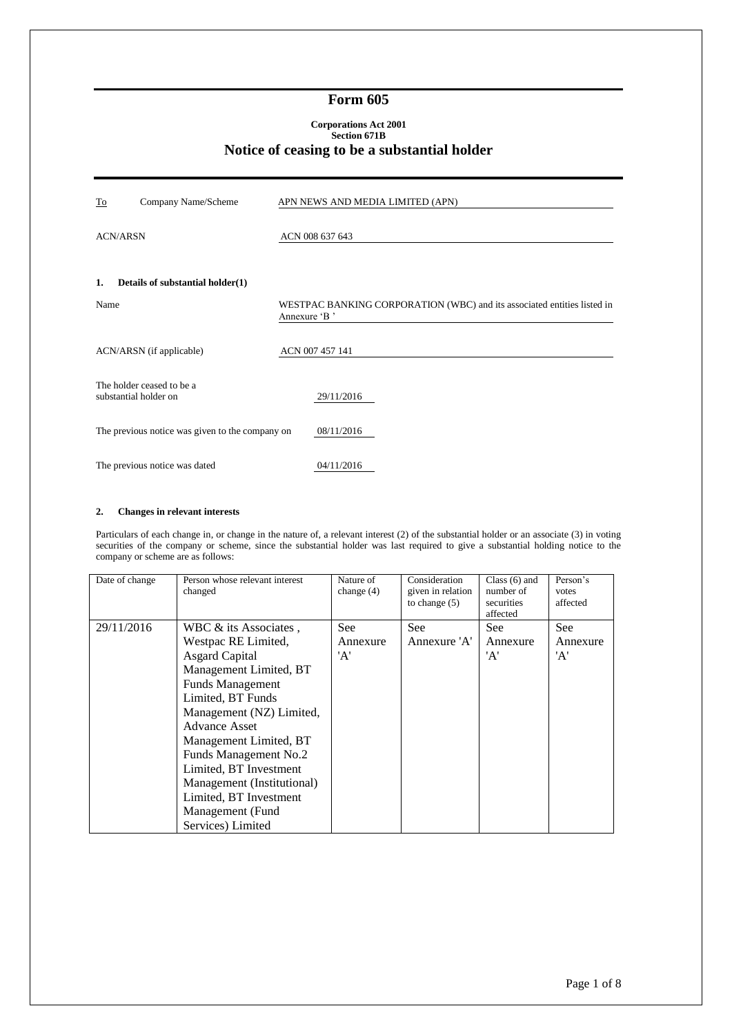# Form 605

**Corporations Act 2001**
**Section 671B**

## Notice of ceasing to be a substantial holder

| To Company Name/Scheme | APN NEWS AND MEDIA LIMITED (APN) |
|---|---|
| ACN/ARSN | ACN 008 637 643 |

**1. Details of substantial holder(1)**

| | |
|---|---|
| Name | WESTPAC BANKING CORPORATION (WBC) and its associated entities listed in Annexure 'B ' |
| ACN/ARSN (if applicable) | ACN 007 457 141 |
| The holder ceased to be a substantial holder on | 29/11/2016 |
| The previous notice was given to the company on | 08/11/2016 |
| The previous notice was dated | 04/11/2016 |

**2. Changes in relevant interests**

Particulars of each change in, or change in the nature of, a relevant interest (2) of the substantial holder or an associate (3) in voting securities of the company or scheme, since the substantial holder was last required to give a substantial holding notice to the company or scheme are as follows:

| Date of change | Person whose relevant interest changed | Nature of change (4) | Consideration given in relation to change (5) | Class (6) and number of securities affected | Person's votes affected |
|---|---|---|---|---|---|
| 29/11/2016 | WBC & its Associates , Westpac RE Limited, Asgard Capital Management Limited, BT Funds Management Limited, BT Funds Management (NZ) Limited, Advance Asset Management Limited, BT Funds Management No.2 Limited, BT Investment Management (Institutional) Limited, BT Investment Management (Fund Services) Limited | See Annexure 'A' | See Annexure 'A' | See Annexure 'A' | See Annexure 'A' |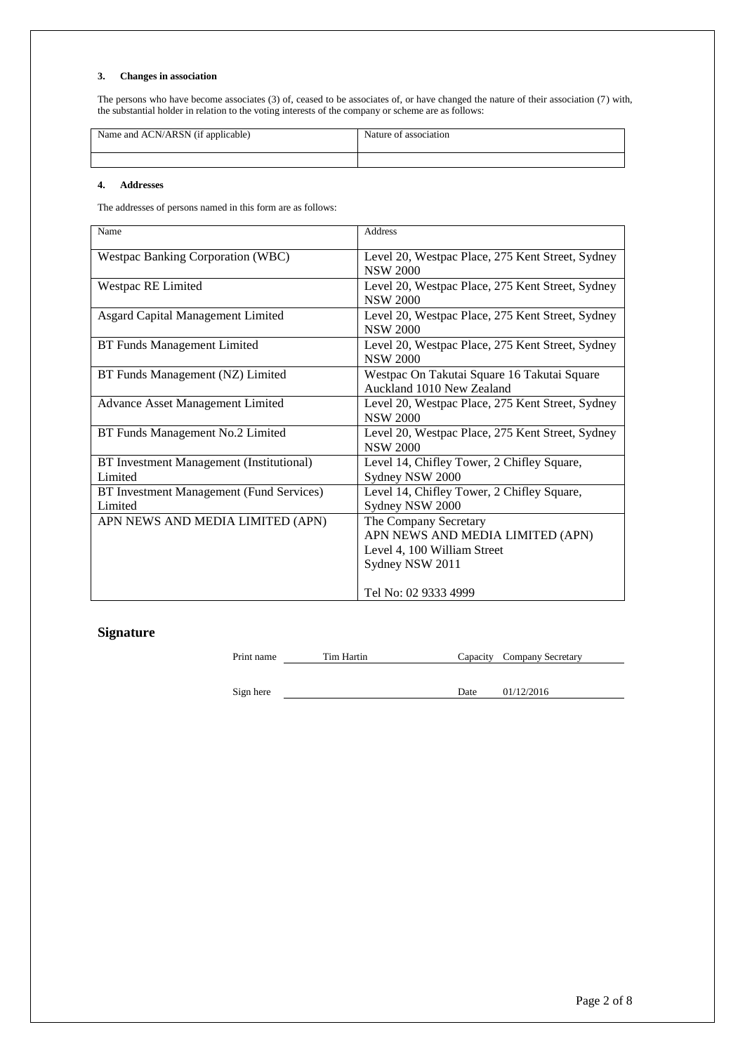### 3. Changes in association

The persons who have become associates (3) of, ceased to be associates of, or have changed the nature of their association (7) with, the substantial holder in relation to the voting interests of the company or scheme are as follows:

| Name and ACN/ARSN (if applicable) | Nature of association |
|---|---|
| | |

### 4. Addresses

The addresses of persons named in this form are as follows:

| Name | Address |
|---|---|
| Westpac Banking Corporation (WBC) | Level 20, Westpac Place, 275 Kent Street, Sydney NSW 2000 |
| Westpac RE Limited | Level 20, Westpac Place, 275 Kent Street, Sydney NSW 2000 |
| Asgard Capital Management Limited | Level 20, Westpac Place, 275 Kent Street, Sydney NSW 2000 |
| BT Funds Management Limited | Level 20, Westpac Place, 275 Kent Street, Sydney NSW 2000 |
| BT Funds Management (NZ) Limited | Westpac On Takutai Square 16 Takutai Square Auckland 1010 New Zealand |
| Advance Asset Management Limited | Level 20, Westpac Place, 275 Kent Street, Sydney NSW 2000 |
| BT Funds Management No.2 Limited | Level 20, Westpac Place, 275 Kent Street, Sydney NSW 2000 |
| BT Investment Management (Institutional) Limited | Level 14, Chifley Tower, 2 Chifley Square, Sydney NSW 2000 |
| BT Investment Management (Fund Services) Limited | Level 14, Chifley Tower, 2 Chifley Square, Sydney NSW 2000 |
| APN NEWS AND MEDIA LIMITED (APN) | The Company Secretary<br>APN NEWS AND MEDIA LIMITED (APN)<br>Level 4, 100 William Street<br>Sydney NSW 2011<br><br>Tel No: 02 9333 4999 |

## Signature

Print name: Tim Hartin    Capacity: Company Secretary

Sign here: ______________    Date: 01/12/2016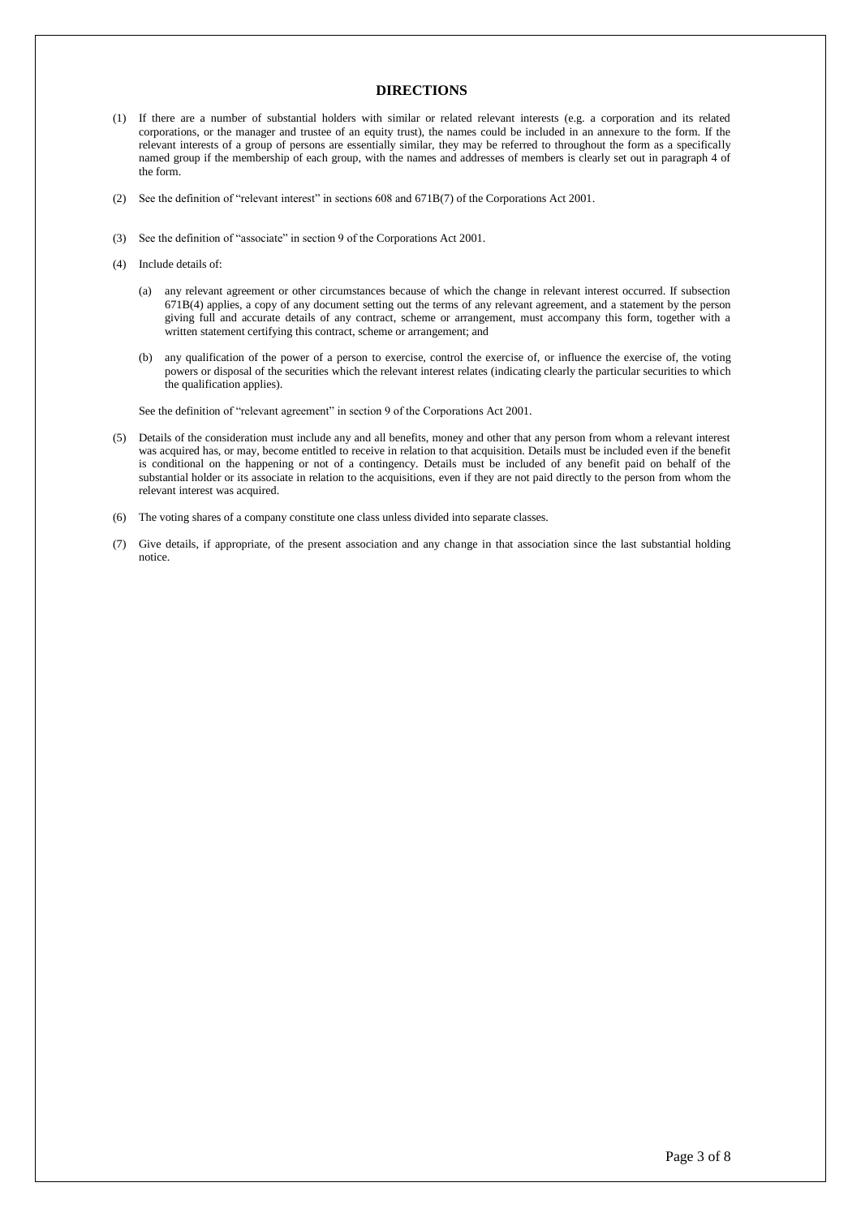# DIRECTIONS

(1) If there are a number of substantial holders with similar or related relevant interests (e.g. a corporation and its related corporations, or the manager and trustee of an equity trust), the names could be included in an annexure to the form. If the relevant interests of a group of persons are essentially similar, they may be referred to throughout the form as a specifically named group if the membership of each group, with the names and addresses of members is clearly set out in paragraph 4 of the form.

(2) See the definition of "relevant interest" in sections 608 and 671B(7) of the Corporations Act 2001.

(3) See the definition of "associate" in section 9 of the Corporations Act 2001.

(4) Include details of:

(a) any relevant agreement or other circumstances because of which the change in relevant interest occurred. If subsection 671B(4) applies, a copy of any document setting out the terms of any relevant agreement, and a statement by the person giving full and accurate details of any contract, scheme or arrangement, must accompany this form, together with a written statement certifying this contract, scheme or arrangement; and

(b) any qualification of the power of a person to exercise, control the exercise of, or influence the exercise of, the voting powers or disposal of the securities which the relevant interest relates (indicating clearly the particular securities to which the qualification applies).

See the definition of "relevant agreement" in section 9 of the Corporations Act 2001.

(5) Details of the consideration must include any and all benefits, money and other that any person from whom a relevant interest was acquired has, or may, become entitled to receive in relation to that acquisition. Details must be included even if the benefit is conditional on the happening or not of a contingency. Details must be included of any benefit paid on behalf of the substantial holder or its associate in relation to the acquisitions, even if they are not paid directly to the person from whom the relevant interest was acquired.

(6) The voting shares of a company constitute one class unless divided into separate classes.

(7) Give details, if appropriate, of the present association and any change in that association since the last substantial holding notice.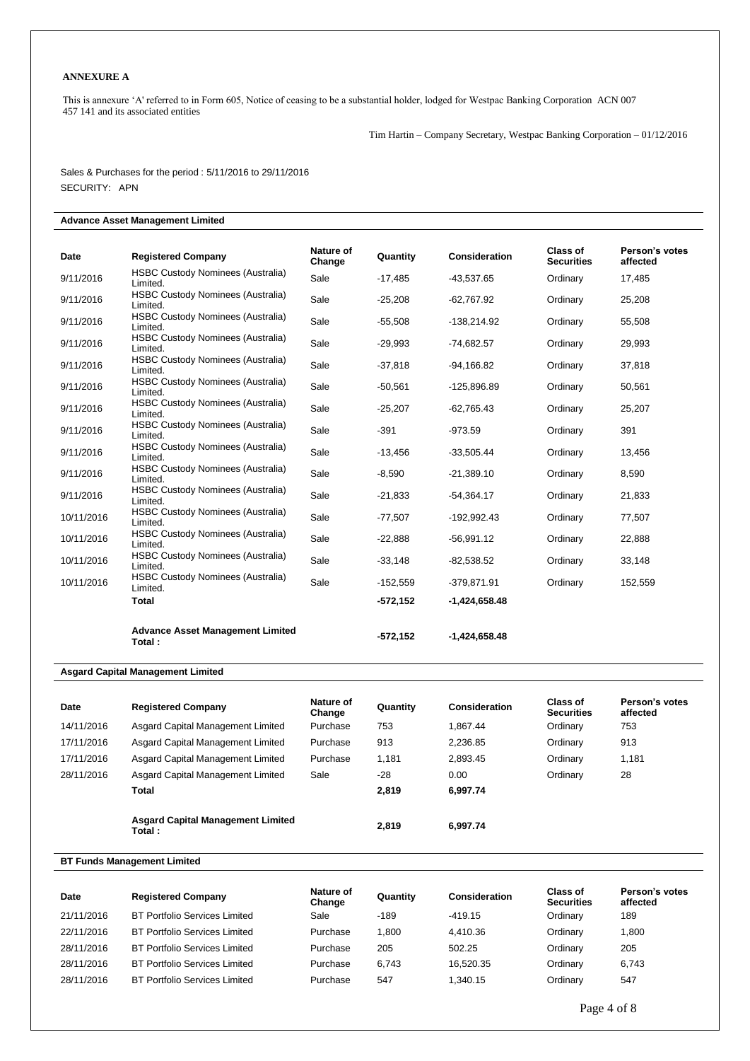**ANNEXURE A**

This is annexure 'A' referred to in Form 605, Notice of ceasing to be a substantial holder, lodged for Westpac Banking Corporation ACN 007 457 141 and its associated entities

Tim Hartin – Company Secretary, Westpac Banking Corporation – 01/12/2016

Sales & Purchases for the period : 5/11/2016 to 29/11/2016

SECURITY: APN

**Advance Asset Management Limited**

| Date | Registered Company | Nature of Change | Quantity | Consideration | Class of Securities | Person's votes affected |
|---|---|---|---|---|---|---|
| 9/11/2016 | HSBC Custody Nominees (Australia) Limited. | Sale | -17,485 | -43,537.65 | Ordinary | 17,485 |
| 9/11/2016 | HSBC Custody Nominees (Australia) Limited. | Sale | -25,208 | -62,767.92 | Ordinary | 25,208 |
| 9/11/2016 | HSBC Custody Nominees (Australia) Limited. | Sale | -55,508 | -138,214.92 | Ordinary | 55,508 |
| 9/11/2016 | HSBC Custody Nominees (Australia) Limited. | Sale | -29,993 | -74,682.57 | Ordinary | 29,993 |
| 9/11/2016 | HSBC Custody Nominees (Australia) Limited. | Sale | -37,818 | -94,166.82 | Ordinary | 37,818 |
| 9/11/2016 | HSBC Custody Nominees (Australia) Limited. | Sale | -50,561 | -125,896.89 | Ordinary | 50,561 |
| 9/11/2016 | HSBC Custody Nominees (Australia) Limited. | Sale | -25,207 | -62,765.43 | Ordinary | 25,207 |
| 9/11/2016 | HSBC Custody Nominees (Australia) Limited. | Sale | -391 | -973.59 | Ordinary | 391 |
| 9/11/2016 | HSBC Custody Nominees (Australia) Limited. | Sale | -13,456 | -33,505.44 | Ordinary | 13,456 |
| 9/11/2016 | HSBC Custody Nominees (Australia) Limited. | Sale | -8,590 | -21,389.10 | Ordinary | 8,590 |
| 9/11/2016 | HSBC Custody Nominees (Australia) Limited. | Sale | -21,833 | -54,364.17 | Ordinary | 21,833 |
| 10/11/2016 | HSBC Custody Nominees (Australia) Limited. | Sale | -77,507 | -192,992.43 | Ordinary | 77,507 |
| 10/11/2016 | HSBC Custody Nominees (Australia) Limited. | Sale | -22,888 | -56,991.12 | Ordinary | 22,888 |
| 10/11/2016 | HSBC Custody Nominees (Australia) Limited. | Sale | -33,148 | -82,538.52 | Ordinary | 33,148 |
| 10/11/2016 | HSBC Custody Nominees (Australia) Limited. | Sale | -152,559 | -379,871.91 | Ordinary | 152,559 |
| | **Total** | | **-572,152** | **-1,424,658.48** | | |
| | **Advance Asset Management Limited Total :** | | **-572,152** | **-1,424,658.48** | | |

**Asgard Capital Management Limited**

| Date | Registered Company | Nature of Change | Quantity | Consideration | Class of Securities | Person's votes affected |
|---|---|---|---|---|---|---|
| 14/11/2016 | Asgard Capital Management Limited | Purchase | 753 | 1,867.44 | Ordinary | 753 |
| 17/11/2016 | Asgard Capital Management Limited | Purchase | 913 | 2,236.85 | Ordinary | 913 |
| 17/11/2016 | Asgard Capital Management Limited | Purchase | 1,181 | 2,893.45 | Ordinary | 1,181 |
| 28/11/2016 | Asgard Capital Management Limited | Sale | -28 | 0.00 | Ordinary | 28 |
| | **Total** | | **2,819** | **6,997.74** | | |
| | **Asgard Capital Management Limited Total :** | | **2,819** | **6,997.74** | | |

**BT Funds Management Limited**

| Date | Registered Company | Nature of Change | Quantity | Consideration | Class of Securities | Person's votes affected |
|---|---|---|---|---|---|---|
| 21/11/2016 | BT Portfolio Services Limited | Sale | -189 | -419.15 | Ordinary | 189 |
| 22/11/2016 | BT Portfolio Services Limited | Purchase | 1,800 | 4,410.36 | Ordinary | 1,800 |
| 28/11/2016 | BT Portfolio Services Limited | Purchase | 205 | 502.25 | Ordinary | 205 |
| 28/11/2016 | BT Portfolio Services Limited | Purchase | 6,743 | 16,520.35 | Ordinary | 6,743 |
| 28/11/2016 | BT Portfolio Services Limited | Purchase | 547 | 1,340.15 | Ordinary | 547 |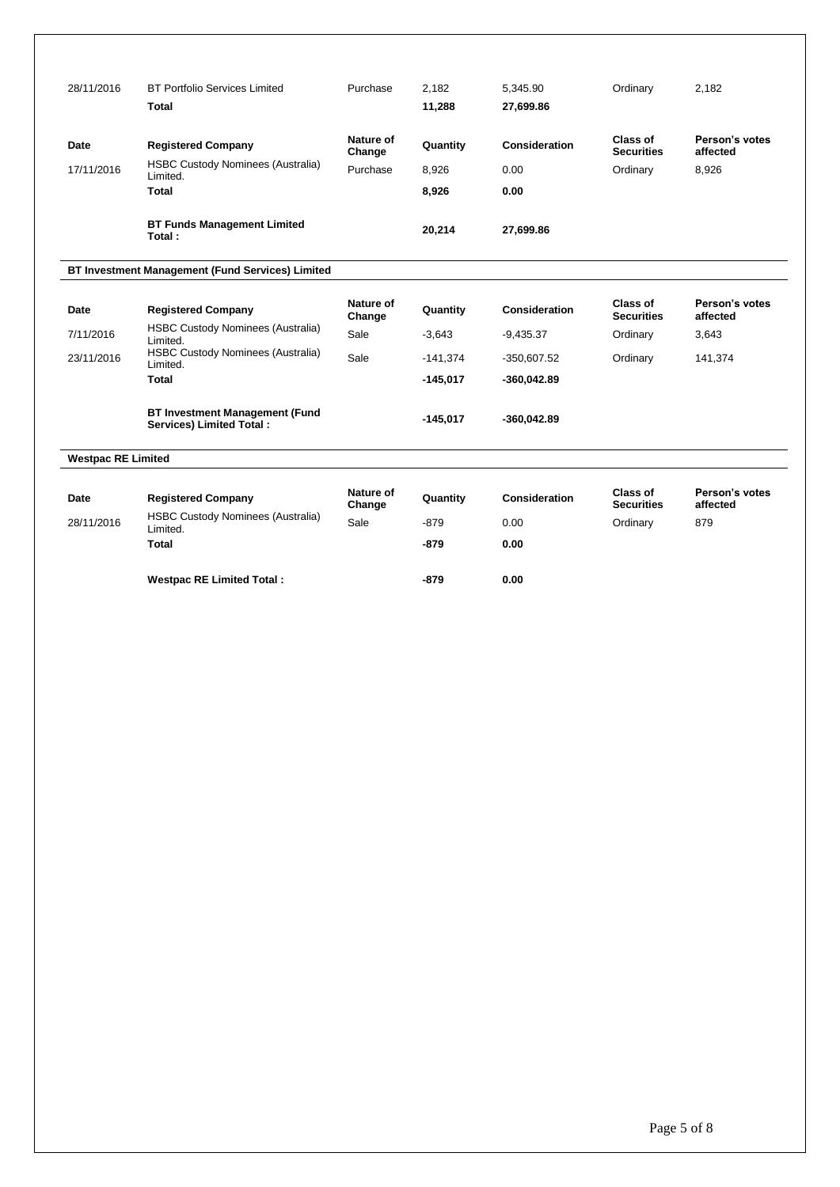| Date | Registered Company | Nature of Change | Quantity | Consideration | Class of Securities | Person's votes affected |
|---|---|---|---|---|---|---|
| 28/11/2016 | BT Portfolio Services Limited | Purchase | 2,182 | 5,345.90 | Ordinary | 2,182 |
| | **Total** | | **11,288** | **27,699.86** | | |

| Date | Registered Company | Nature of Change | Quantity | Consideration | Class of Securities | Person's votes affected |
|---|---|---|---|---|---|---|
| 17/11/2016 | HSBC Custody Nominees (Australia) Limited. | Purchase | 8,926 | 0.00 | Ordinary | 8,926 |
| | **Total** | | **8,926** | **0.00** | | |
| | **BT Funds Management Limited Total :** | | **20,214** | **27,699.86** | | |

**BT Investment Management (Fund Services) Limited**

| Date | Registered Company | Nature of Change | Quantity | Consideration | Class of Securities | Person's votes affected |
|---|---|---|---|---|---|---|
| 7/11/2016 | HSBC Custody Nominees (Australia) Limited. | Sale | -3,643 | -9,435.37 | Ordinary | 3,643 |
| 23/11/2016 | HSBC Custody Nominees (Australia) Limited. | Sale | -141,374 | -350,607.52 | Ordinary | 141,374 |
| | **Total** | | **-145,017** | **-360,042.89** | | |
| | **BT Investment Management (Fund Services) Limited Total :** | | **-145,017** | **-360,042.89** | | |

**Westpac RE Limited**

| Date | Registered Company | Nature of Change | Quantity | Consideration | Class of Securities | Person's votes affected |
|---|---|---|---|---|---|---|
| 28/11/2016 | HSBC Custody Nominees (Australia) Limited. | Sale | -879 | 0.00 | Ordinary | 879 |
| | **Total** | | **-879** | **0.00** | | |
| | **Westpac RE Limited Total :** | | **-879** | **0.00** | | |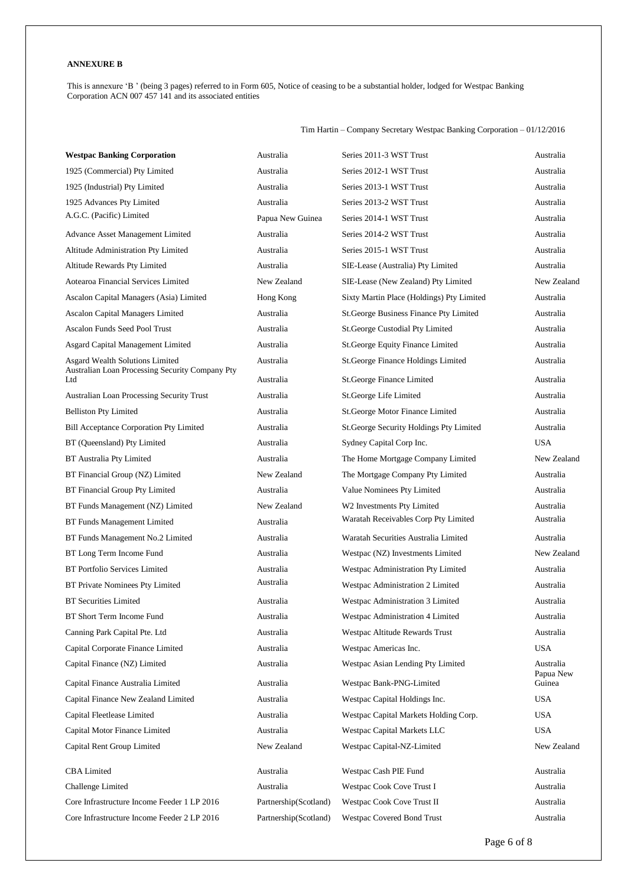**ANNEXURE B**

This is annexure 'B ' (being 3 pages) referred to in Form 605, Notice of ceasing to be a substantial holder, lodged for Westpac Banking Corporation ACN 007 457 141 and its associated entities

Tim Hartin – Company Secretary Westpac Banking Corporation – 01/12/2016

| | | | |
|---|---|---|---|
| **Westpac Banking Corporation** | Australia | Series 2011-3 WST Trust | Australia |
| 1925 (Commercial) Pty Limited | Australia | Series 2012-1 WST Trust | Australia |
| 1925 (Industrial) Pty Limited | Australia | Series 2013-1 WST Trust | Australia |
| 1925 Advances Pty Limited | Australia | Series 2013-2 WST Trust | Australia |
| A.G.C. (Pacific) Limited | Papua New Guinea | Series 2014-1 WST Trust | Australia |
| Advance Asset Management Limited | Australia | Series 2014-2 WST Trust | Australia |
| Altitude Administration Pty Limited | Australia | Series 2015-1 WST Trust | Australia |
| Altitude Rewards Pty Limited | Australia | SIE-Lease (Australia) Pty Limited | Australia |
| Aotearoa Financial Services Limited | New Zealand | SIE-Lease (New Zealand) Pty Limited | New Zealand |
| Ascalon Capital Managers (Asia) Limited | Hong Kong | Sixty Martin Place (Holdings) Pty Limited | Australia |
| Ascalon Capital Managers Limited | Australia | St.George Business Finance Pty Limited | Australia |
| Ascalon Funds Seed Pool Trust | Australia | St.George Custodial Pty Limited | Australia |
| Asgard Capital Management Limited | Australia | St.George Equity Finance Limited | Australia |
| Asgard Wealth Solutions Limited | Australia | St.George Finance Holdings Limited | Australia |
| Australian Loan Processing Security Company Pty Ltd | Australia | St.George Finance Limited | Australia |
| Australian Loan Processing Security Trust | Australia | St.George Life Limited | Australia |
| Belliston Pty Limited | Australia | St.George Motor Finance Limited | Australia |
| Bill Acceptance Corporation Pty Limited | Australia | St.George Security Holdings Pty Limited | Australia |
| BT (Queensland) Pty Limited | Australia | Sydney Capital Corp Inc. | USA |
| BT Australia Pty Limited | Australia | The Home Mortgage Company Limited | New Zealand |
| BT Financial Group (NZ) Limited | New Zealand | The Mortgage Company Pty Limited | Australia |
| BT Financial Group Pty Limited | Australia | Value Nominees Pty Limited | Australia |
| BT Funds Management (NZ) Limited | New Zealand | W2 Investments Pty Limited | Australia |
| BT Funds Management Limited | Australia | Waratah Receivables Corp Pty Limited | Australia |
| BT Funds Management No.2 Limited | Australia | Waratah Securities Australia Limited | Australia |
| BT Long Term Income Fund | Australia | Westpac (NZ) Investments Limited | New Zealand |
| BT Portfolio Services Limited | Australia | Westpac Administration Pty Limited | Australia |
| BT Private Nominees Pty Limited | Australia | Westpac Administration 2 Limited | Australia |
| BT Securities Limited | Australia | Westpac Administration 3 Limited | Australia |
| BT Short Term Income Fund | Australia | Westpac Administration 4 Limited | Australia |
| Canning Park Capital Pte. Ltd | Australia | Westpac Altitude Rewards Trust | Australia |
| Capital Corporate Finance Limited | Australia | Westpac Americas Inc. | USA |
| Capital Finance (NZ) Limited | Australia | Westpac Asian Lending Pty Limited | Australia |
| Capital Finance Australia Limited | Australia | Westpac Bank-PNG-Limited | Papua New Guinea |
| Capital Finance New Zealand Limited | Australia | Westpac Capital Holdings Inc. | USA |
| Capital Fleetlease Limited | Australia | Westpac Capital Markets Holding Corp. | USA |
| Capital Motor Finance Limited | Australia | Westpac Capital Markets LLC | USA |
| Capital Rent Group Limited | New Zealand | Westpac Capital-NZ-Limited | New Zealand |
| CBA Limited | Australia | Westpac Cash PIE Fund | Australia |
| Challenge Limited | Australia | Westpac Cook Cove Trust I | Australia |
| Core Infrastructure Income Feeder 1 LP 2016 | Partnership(Scotland) | Westpac Cook Cove Trust II | Australia |
| Core Infrastructure Income Feeder 2 LP 2016 | Partnership(Scotland) | Westpac Covered Bond Trust | Australia |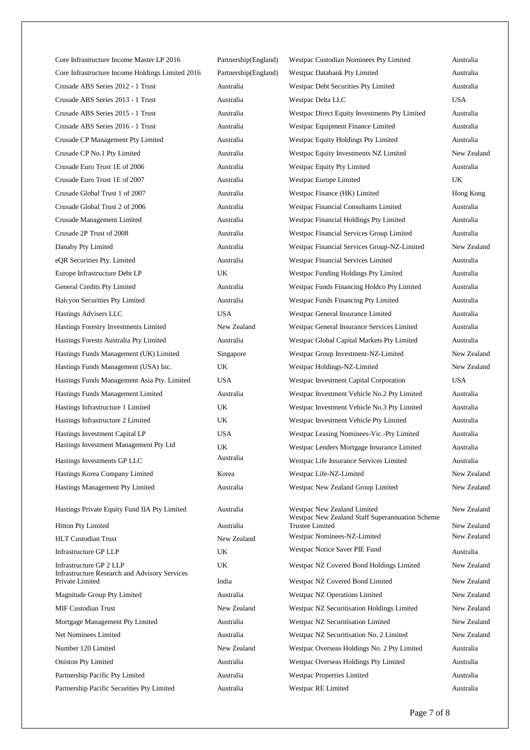| | | | |
|---|---|---|---|
| Core Infrastructure Income Master LP 2016 | Partnership(England) | Westpac Custodian Nominees Pty Limited | Australia |
| Core Infrastructure Income Holdings Limited 2016 | Partnership(England) | Westpac Databank Pty Limited | Australia |
| Crusade ABS Series 2012 - 1 Trust | Australia | Westpac Debt Securities Pty Limited | Australia |
| Crusade ABS Series 2013 - 1 Trust | Australia | Westpac Delta LLC | USA |
| Crusade ABS Series 2015 - 1 Trust | Australia | Westpac Direct Equity Investments Pty Limited | Australia |
| Crusade ABS Series 2016 - 1 Trust | Australia | Westpac Equipment Finance Limited | Australia |
| Crusade CP Management Pty Limited | Australia | Westpac Equity Holdings Pty Limited | Australia |
| Crusade CP No.1 Pty Limited | Australia | Westpac Equity Investments NZ Limited | New Zealand |
| Crusade Euro Trust 1E of 2006 | Australia | Westpac Equity Pty Limited | Australia |
| Crusade Euro Trust 1E of 2007 | Australia | Westpac Europe Limited | UK |
| Crusade Global Trust 1 of 2007 | Australia | Westpac Finance (HK) Limited | Hong Kong |
| Crusade Global Trust 2 of 2006 | Australia | Westpac Financial Consultants Limited | Australia |
| Crusade Management Limited | Australia | Westpac Financial Holdings Pty Limited | Australia |
| Crusade 2P Trust of 2008 | Australia | Westpac Financial Services Group Limited | Australia |
| Danaby Pty Limited | Australia | Westpac Financial Services Group-NZ-Limited | New Zealand |
| eQR Securities Pty. Limited | Australia | Westpac Financial Services Limited | Australia |
| Europe Infrastructure Debt LP | UK | Westpac Funding Holdings Pty Limited | Australia |
| General Credits Pty Limited | Australia | Westpac Funds Financing Holdco Pty Limited | Australia |
| Halcyon Securities Pty Limited | Australia | Westpac Funds Financing Pty Limited | Australia |
| Hastings Advisers LLC | USA | Westpac General Insurance Limited | Australia |
| Hastings Forestry Investments Limited | New Zealand | Westpac General Insurance Services Limited | Australia |
| Hastings Forests Australia Pty Limited | Australia | Westpac Global Capital Markets Pty Limited | Australia |
| Hastings Funds Management (UK) Limited | Singapore | Westpac Group Investment-NZ-Limited | New Zealand |
| Hastings Funds Management (USA) Inc. | UK | Westpac Holdings-NZ-Limited | New Zealand |
| Hastings Funds Management Asia Pty. Limited | USA | Westpac Investment Capital Corporation | USA |
| Hastings Funds Management Limited | Australia | Westpac Investment Vehicle No.2 Pty Limited | Australia |
| Hastings Infrastructure 1 Limited | UK | Westpac Investment Vehicle No.3 Pty Limited | Australia |
| Hastings Infrastructure 2 Limited | UK | Westpac Investment Vehicle Pty Limited | Australia |
| Hastings Investment Capital LP | USA | Westpac Leasing Nominees-Vic.-Pty Limited | Australia |
| Hastings Investment Management Pty Ltd | UK | Westpac Lenders Mortgage Insurance Limited | Australia |
| Hastings Investments GP LLC | Australia | Westpac Life Insurance Services Limited | Australia |
| Hastings Korea Company Limited | Korea | Westpac Life-NZ-Limited | New Zealand |
| Hastings Management Pty Limited | Australia | Westpac New Zealand Group Limited | New Zealand |
| Hastings Private Equity Fund IIA Pty Limited | Australia | Westpac New Zealand Limited | New Zealand |
| Hitton Pty Limited | Australia | Westpac New Zealand Staff Superannuation Scheme Trustee Limited | New Zealand |
| HLT Custodian Trust | New Zealand | Westpac Nominees-NZ-Limited | New Zealand |
| Infrastructure GP LLP | UK | Westpac Notice Saver PIE Fund | Australia |
| Infrastructure GP 2 LLP | UK | Westpac NZ Covered Bond Holdings Limited | New Zealand |
| Infrastructure Research and Advisory Services Private Limited | India | Westpac NZ Covered Bond Limited | New Zealand |
| Magnitude Group Pty Limited | Australia | Westpac NZ Operations Limited | New Zealand |
| MIF Custodian Trust | New Zealand | Westpac NZ Securitisation Holdings Limited | New Zealand |
| Mortgage Management Pty Limited | Australia | Westpac NZ Securitisation Limited | New Zealand |
| Net Nominees Limited | Australia | Westpac NZ Securitisation No. 2 Limited | New Zealand |
| Number 120 Limited | New Zealand | Westpac Overseas Holdings No. 2 Pty Limited | Australia |
| Oniston Pty Limited | Australia | Westpac Overseas Holdings Pty Limited | Australia |
| Partnership Pacific Pty Limited | Australia | Westpac Properties Limited | Australia |
| Partnership Pacific Securities Pty Limited | Australia | Westpac RE Limited | Australia |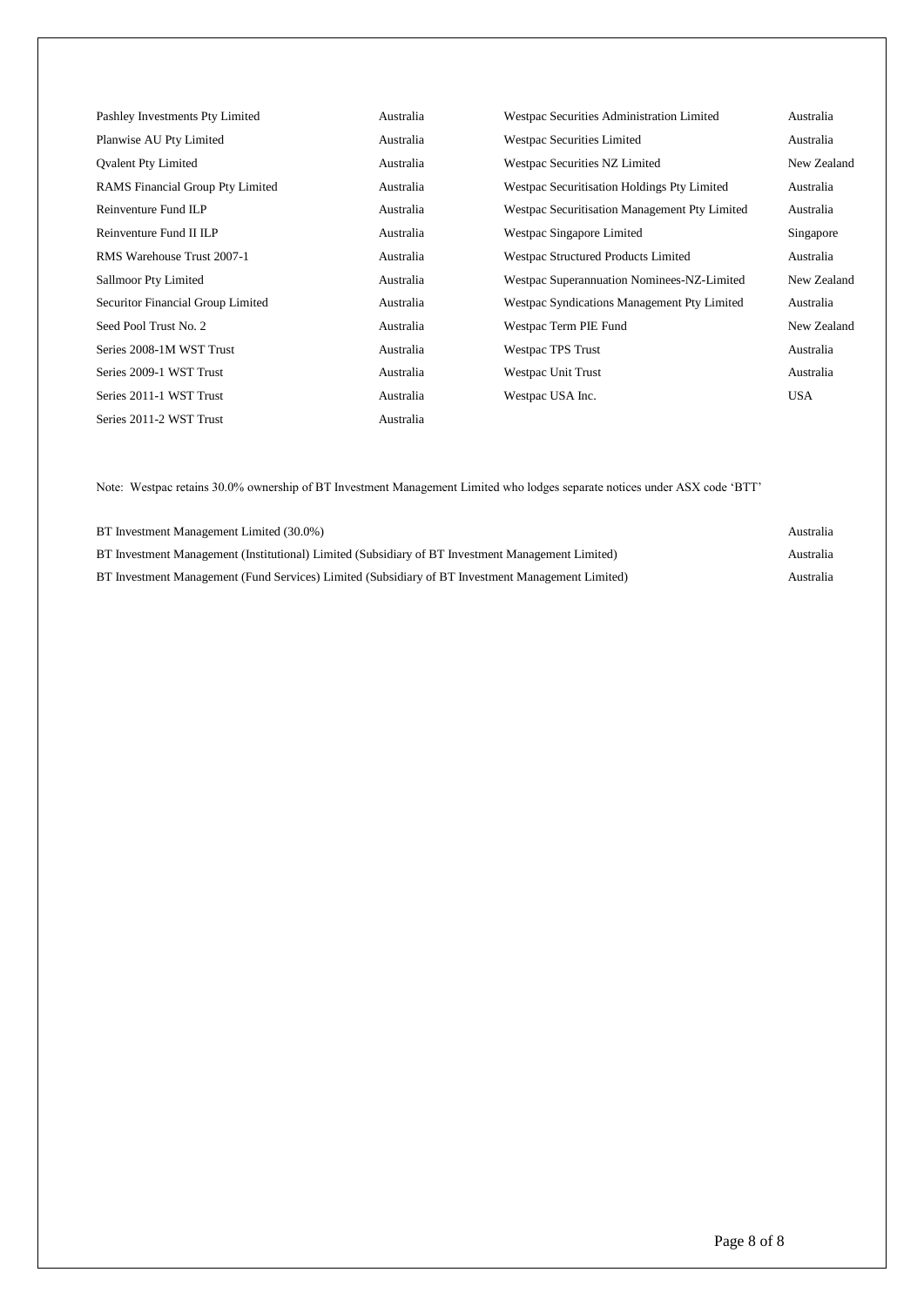| | | | |
|---|---|---|---|
| Pashley Investments Pty Limited | Australia | Westpac Securities Administration Limited | Australia |
| Planwise AU Pty Limited | Australia | Westpac Securities Limited | Australia |
| Qvalent Pty Limited | Australia | Westpac Securities NZ Limited | New Zealand |
| RAMS Financial Group Pty Limited | Australia | Westpac Securitisation Holdings Pty Limited | Australia |
| Reinventure Fund ILP | Australia | Westpac Securitisation Management Pty Limited | Australia |
| Reinventure Fund II ILP | Australia | Westpac Singapore Limited | Singapore |
| RMS Warehouse Trust 2007-1 | Australia | Westpac Structured Products Limited | Australia |
| Sallmoor Pty Limited | Australia | Westpac Superannuation Nominees-NZ-Limited | New Zealand |
| Securitor Financial Group Limited | Australia | Westpac Syndications Management Pty Limited | Australia |
| Seed Pool Trust No. 2 | Australia | Westpac Term PIE Fund | New Zealand |
| Series 2008-1M WST Trust | Australia | Westpac TPS Trust | Australia |
| Series 2009-1 WST Trust | Australia | Westpac Unit Trust | Australia |
| Series 2011-1 WST Trust | Australia | Westpac USA Inc. | USA |
| Series 2011-2 WST Trust | Australia | | |

Note: Westpac retains 30.0% ownership of BT Investment Management Limited who lodges separate notices under ASX code 'BTT'

| | |
|---|---|
| BT Investment Management Limited (30.0%) | Australia |
| BT Investment Management (Institutional) Limited (Subsidiary of BT Investment Management Limited) | Australia |
| BT Investment Management (Fund Services) Limited (Subsidiary of BT Investment Management Limited) | Australia |